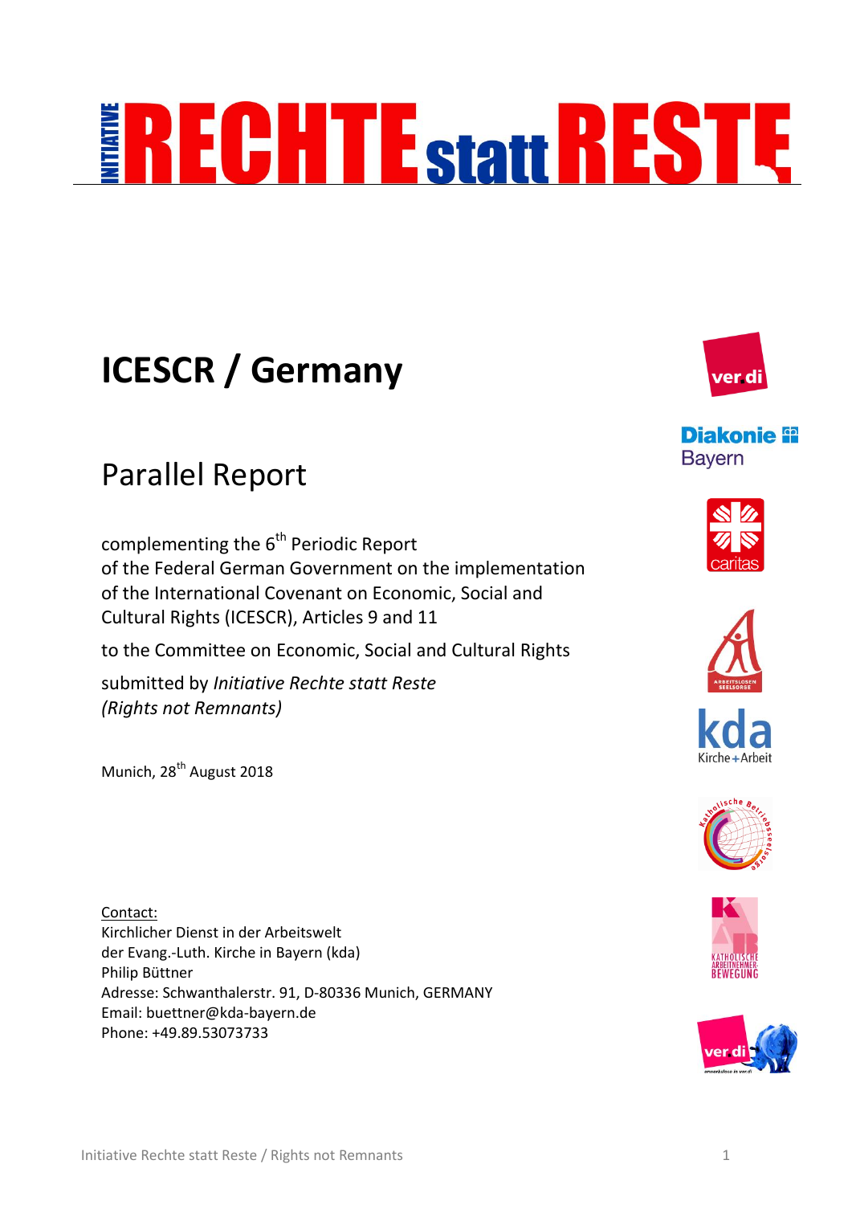# INITIATIVE RECHTE statt RESTE

# ICESCR / Germany

## Parallel Report

complementing the 6th Periodic Report
of the Federal German Government on the implementation
of the International Covenant on Economic, Social and
Cultural Rights (ICESCR), Articles 9 and 11

to the Committee on Economic, Social and Cultural Rights

submitted by *Initiative Rechte statt Reste*
*(Rights not Remnants)*

Munich, 28th August 2018

Contact:
Kirchlicher Dienst in der Arbeitswelt
der Evang.-Luth. Kirche in Bayern (kda)
Philip Büttner
Adresse: Schwanthalerstr. 91, D-80336 Munich, GERMANY
Email: buettner@kda-bayern.de
Phone: +49.89.53073733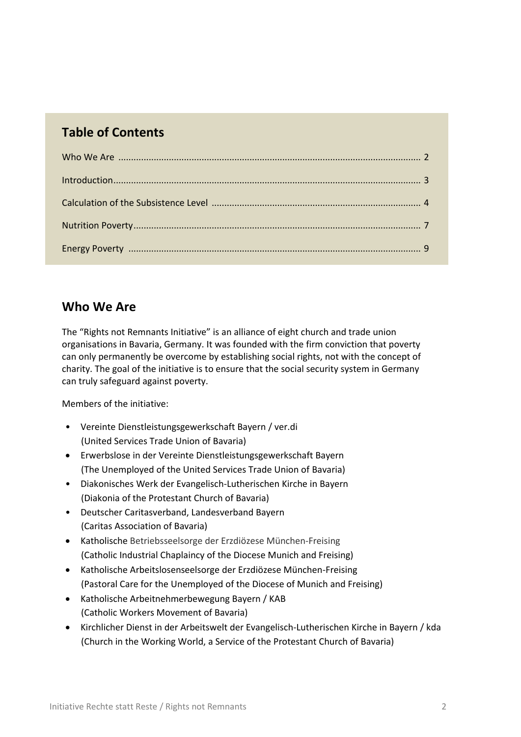## Table of Contents

| | |
|---|---|
| Who We Are | 2 |
| Introduction | 3 |
| Calculation of the Subsistence Level | 4 |
| Nutrition Poverty | 7 |
| Energy Poverty | 9 |

## Who We Are

The “Rights not Remnants Initiative” is an alliance of eight church and trade union organisations in Bavaria, Germany. It was founded with the firm conviction that poverty can only permanently be overcome by establishing social rights, not with the concept of charity. The goal of the initiative is to ensure that the social security system in Germany can truly safeguard against poverty.

Members of the initiative:

- Vereinte Dienstleistungsgewerkschaft Bayern / ver.di
  (United Services Trade Union of Bavaria)
- Erwerbslose in der Vereinte Dienstleistungsgewerkschaft Bayern
  (The Unemployed of the United Services Trade Union of Bavaria)
- Diakonisches Werk der Evangelisch-Lutherischen Kirche in Bayern
  (Diakonia of the Protestant Church of Bavaria)
- Deutscher Caritasverband, Landesverband Bayern
  (Caritas Association of Bavaria)
- Katholische Betriebsseelsorge der Erzdiözese München-Freising
  (Catholic Industrial Chaplaincy of the Diocese Munich and Freising)
- Katholische Arbeitslosenseelsorge der Erzdiözese München-Freising
  (Pastoral Care for the Unemployed of the Diocese of Munich and Freising)
- Katholische Arbeitnehmerbewegung Bayern / KAB
  (Catholic Workers Movement of Bavaria)
- Kirchlicher Dienst in der Arbeitswelt der Evangelisch-Lutherischen Kirche in Bayern / kda
  (Church in the Working World, a Service of the Protestant Church of Bavaria)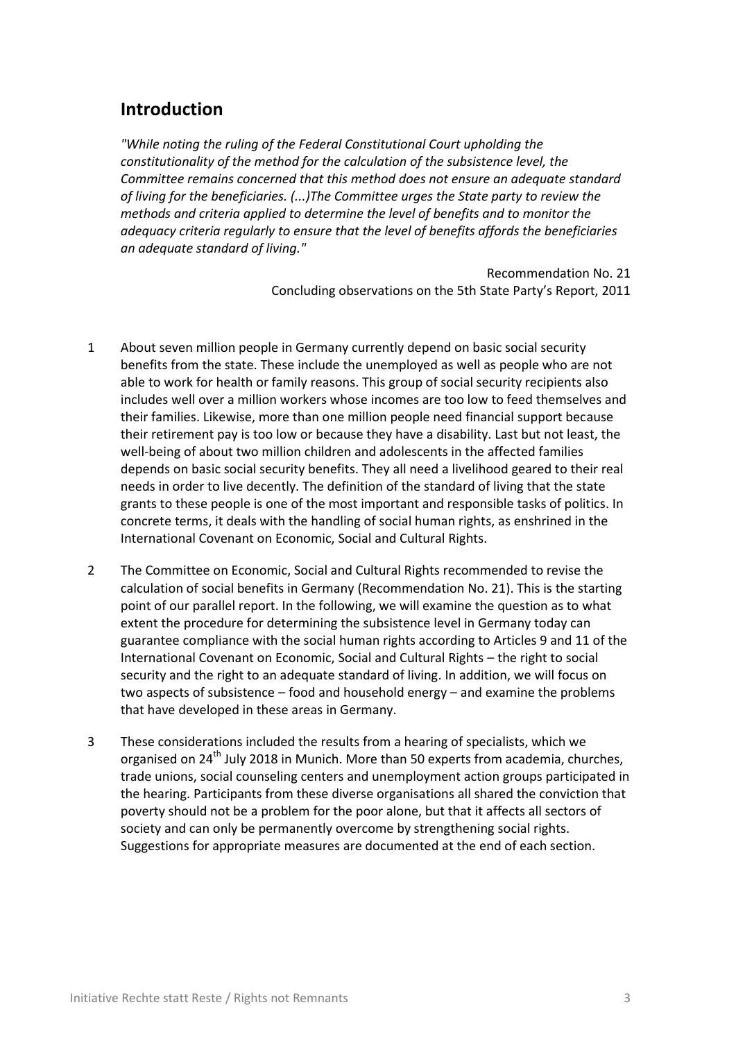## Introduction

*"While noting the ruling of the Federal Constitutional Court upholding the constitutionality of the method for the calculation of the subsistence level, the Committee remains concerned that this method does not ensure an adequate standard of living for the beneficiaries. (...)The Committee urges the State party to review the methods and criteria applied to determine the level of benefits and to monitor the adequacy criteria regularly to ensure that the level of benefits affords the beneficiaries an adequate standard of living."*

Recommendation No. 21
Concluding observations on the 5th State Party's Report, 2011

1 About seven million people in Germany currently depend on basic social security benefits from the state. These include the unemployed as well as people who are not able to work for health or family reasons. This group of social security recipients also includes well over a million workers whose incomes are too low to feed themselves and their families. Likewise, more than one million people need financial support because their retirement pay is too low or because they have a disability. Last but not least, the well-being of about two million children and adolescents in the affected families depends on basic social security benefits. They all need a livelihood geared to their real needs in order to live decently. The definition of the standard of living that the state grants to these people is one of the most important and responsible tasks of politics. In concrete terms, it deals with the handling of social human rights, as enshrined in the International Covenant on Economic, Social and Cultural Rights.

2 The Committee on Economic, Social and Cultural Rights recommended to revise the calculation of social benefits in Germany (Recommendation No. 21). This is the starting point of our parallel report. In the following, we will examine the question as to what extent the procedure for determining the subsistence level in Germany today can guarantee compliance with the social human rights according to Articles 9 and 11 of the International Covenant on Economic, Social and Cultural Rights – the right to social security and the right to an adequate standard of living. In addition, we will focus on two aspects of subsistence – food and household energy – and examine the problems that have developed in these areas in Germany.

3 These considerations included the results from a hearing of specialists, which we organised on 24th July 2018 in Munich. More than 50 experts from academia, churches, trade unions, social counseling centers and unemployment action groups participated in the hearing. Participants from these diverse organisations all shared the conviction that poverty should not be a problem for the poor alone, but that it affects all sectors of society and can only be permanently overcome by strengthening social rights. Suggestions for appropriate measures are documented at the end of each section.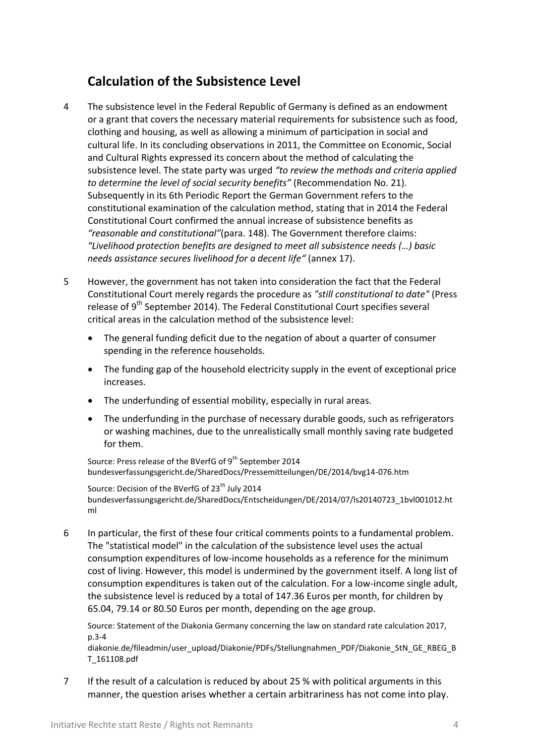## Calculation of the Subsistence Level

4 The subsistence level in the Federal Republic of Germany is defined as an endowment or a grant that covers the necessary material requirements for subsistence such as food, clothing and housing, as well as allowing a minimum of participation in social and cultural life. In its concluding observations in 2011, the Committee on Economic, Social and Cultural Rights expressed its concern about the method of calculating the subsistence level. The state party was urged *"to review the methods and criteria applied to determine the level of social security benefits"* (Recommendation No. 21). Subsequently in its 6th Periodic Report the German Government refers to the constitutional examination of the calculation method, stating that in 2014 the Federal Constitutional Court confirmed the annual increase of subsistence benefits as *"reasonable and constitutional"*(para. 148). The Government therefore claims: *"Livelihood protection benefits are designed to meet all subsistence needs (…) basic needs assistance secures livelihood for a decent life"* (annex 17).

5 However, the government has not taken into consideration the fact that the Federal Constitutional Court merely regards the procedure as *"still constitutional to date"* (Press release of 9th September 2014). The Federal Constitutional Court specifies several critical areas in the calculation method of the subsistence level:

- The general funding deficit due to the negation of about a quarter of consumer spending in the reference households.
- The funding gap of the household electricity supply in the event of exceptional price increases.
- The underfunding of essential mobility, especially in rural areas.
- The underfunding in the purchase of necessary durable goods, such as refrigerators or washing machines, due to the unrealistically small monthly saving rate budgeted for them.

Source: Press release of the BVerfG of 9th September 2014
bundesverfassungsgericht.de/SharedDocs/Pressemitteilungen/DE/2014/bvg14-076.htm

Source: Decision of the BVerfG of 23th July 2014
bundesverfassungsgericht.de/SharedDocs/Entscheidungen/DE/2014/07/ls20140723_1bvl001012.html

6 In particular, the first of these four critical comments points to a fundamental problem. The "statistical model" in the calculation of the subsistence level uses the actual consumption expenditures of low-income households as a reference for the minimum cost of living. However, this model is undermined by the government itself. A long list of consumption expenditures is taken out of the calculation. For a low-income single adult, the subsistence level is reduced by a total of 147.36 Euros per month, for children by 65.04, 79.14 or 80.50 Euros per month, depending on the age group.

Source: Statement of the Diakonia Germany concerning the law on standard rate calculation 2017, p.3-4
diakonie.de/fileadmin/user_upload/Diakonie/PDFs/Stellungnahmen_PDF/Diakonie_StN_GE_RBEG_BT_161108.pdf

7 If the result of a calculation is reduced by about 25 % with political arguments in this manner, the question arises whether a certain arbitrariness has not come into play.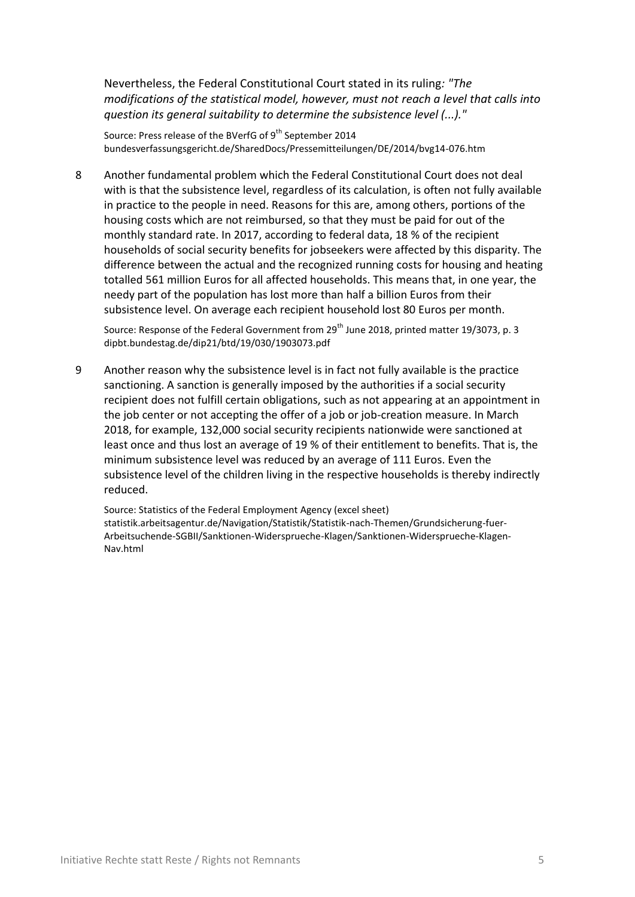Nevertheless, the Federal Constitutional Court stated in its ruling*: "The modifications of the statistical model, however, must not reach a level that calls into question its general suitability to determine the subsistence level (...)."*

Source: Press release of the BVerfG of 9th September 2014
bundesverfassungsgericht.de/SharedDocs/Pressemitteilungen/DE/2014/bvg14-076.htm

8 Another fundamental problem which the Federal Constitutional Court does not deal with is that the subsistence level, regardless of its calculation, is often not fully available in practice to the people in need. Reasons for this are, among others, portions of the housing costs which are not reimbursed, so that they must be paid for out of the monthly standard rate. In 2017, according to federal data, 18 % of the recipient households of social security benefits for jobseekers were affected by this disparity. The difference between the actual and the recognized running costs for housing and heating totalled 561 million Euros for all affected households. This means that, in one year, the needy part of the population has lost more than half a billion Euros from their subsistence level. On average each recipient household lost 80 Euros per month.

Source: Response of the Federal Government from 29th June 2018, printed matter 19/3073, p. 3
dipbt.bundestag.de/dip21/btd/19/030/1903073.pdf

9 Another reason why the subsistence level is in fact not fully available is the practice sanctioning. A sanction is generally imposed by the authorities if a social security recipient does not fulfill certain obligations, such as not appearing at an appointment in the job center or not accepting the offer of a job or job-creation measure. In March 2018, for example, 132,000 social security recipients nationwide were sanctioned at least once and thus lost an average of 19 % of their entitlement to benefits. That is, the minimum subsistence level was reduced by an average of 111 Euros. Even the subsistence level of the children living in the respective households is thereby indirectly reduced.

Source: Statistics of the Federal Employment Agency (excel sheet)
statistik.arbeitsagentur.de/Navigation/Statistik/Statistik-nach-Themen/Grundsicherung-fuer-Arbeitsuchende-SGBII/Sanktionen-Widersprueche-Klagen/Sanktionen-Widersprueche-Klagen-Nav.html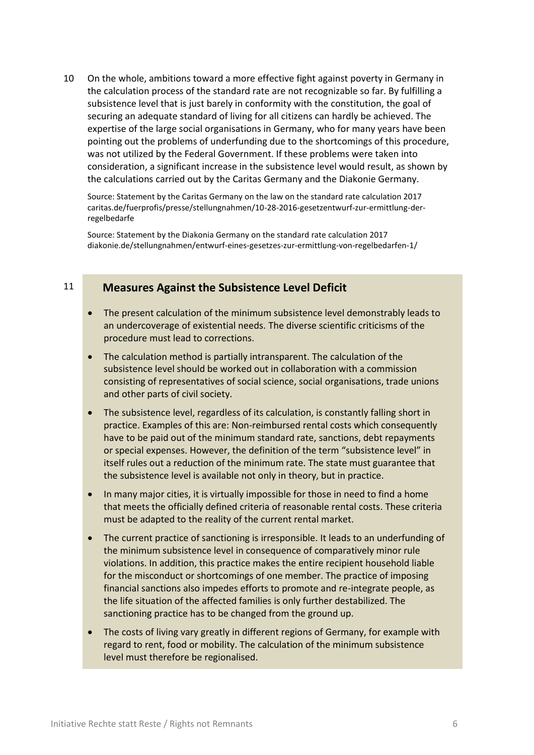10 On the whole, ambitions toward a more effective fight against poverty in Germany in the calculation process of the standard rate are not recognizable so far. By fulfilling a subsistence level that is just barely in conformity with the constitution, the goal of securing an adequate standard of living for all citizens can hardly be achieved. The expertise of the large social organisations in Germany, who for many years have been pointing out the problems of underfunding due to the shortcomings of this procedure, was not utilized by the Federal Government. If these problems were taken into consideration, a significant increase in the subsistence level would result, as shown by the calculations carried out by the Caritas Germany and the Diakonie Germany.

Source: Statement by the Caritas Germany on the law on the standard rate calculation 2017 caritas.de/fuerprofis/presse/stellungnahmen/10-28-2016-gesetzentwurf-zur-ermittlung-der-regelbedarfe

Source: Statement by the Diakonia Germany on the standard rate calculation 2017 diakonie.de/stellungnahmen/entwurf-eines-gesetzes-zur-ermittlung-von-regelbedarfen-1/

11

## Measures Against the Subsistence Level Deficit

- The present calculation of the minimum subsistence level demonstrably leads to an undercoverage of existential needs. The diverse scientific criticisms of the procedure must lead to corrections.
- The calculation method is partially intransparent. The calculation of the subsistence level should be worked out in collaboration with a commission consisting of representatives of social science, social organisations, trade unions and other parts of civil society.
- The subsistence level, regardless of its calculation, is constantly falling short in practice. Examples of this are: Non-reimbursed rental costs which consequently have to be paid out of the minimum standard rate, sanctions, debt repayments or special expenses. However, the definition of the term "subsistence level" in itself rules out a reduction of the minimum rate. The state must guarantee that the subsistence level is available not only in theory, but in practice.
- In many major cities, it is virtually impossible for those in need to find a home that meets the officially defined criteria of reasonable rental costs. These criteria must be adapted to the reality of the current rental market.
- The current practice of sanctioning is irresponsible. It leads to an underfunding of the minimum subsistence level in consequence of comparatively minor rule violations. In addition, this practice makes the entire recipient household liable for the misconduct or shortcomings of one member. The practice of imposing financial sanctions also impedes efforts to promote and re-integrate people, as the life situation of the affected families is only further destabilized. The sanctioning practice has to be changed from the ground up.
- The costs of living vary greatly in different regions of Germany, for example with regard to rent, food or mobility. The calculation of the minimum subsistence level must therefore be regionalised.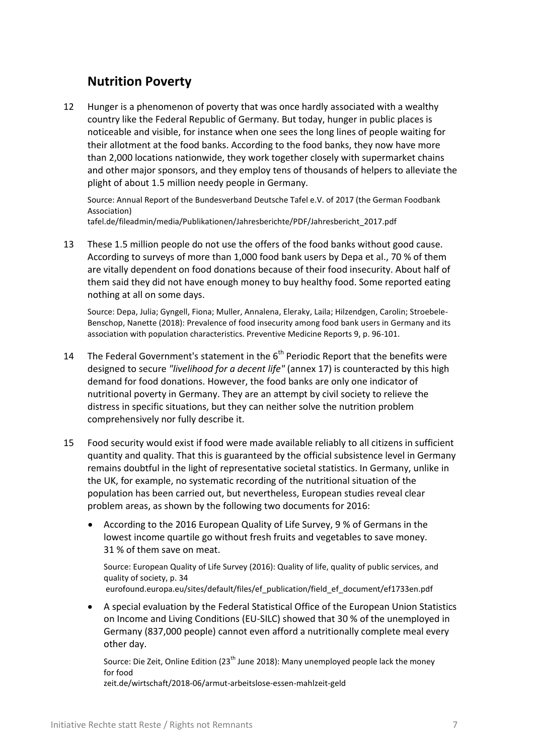## Nutrition Poverty

12 Hunger is a phenomenon of poverty that was once hardly associated with a wealthy country like the Federal Republic of Germany. But today, hunger in public places is noticeable and visible, for instance when one sees the long lines of people waiting for their allotment at the food banks. According to the food banks, they now have more than 2,000 locations nationwide, they work together closely with supermarket chains and other major sponsors, and they employ tens of thousands of helpers to alleviate the plight of about 1.5 million needy people in Germany.

Source: Annual Report of the Bundesverband Deutsche Tafel e.V. of 2017 (the German Foodbank Association)
tafel.de/fileadmin/media/Publikationen/Jahresberichte/PDF/Jahresbericht_2017.pdf

13 These 1.5 million people do not use the offers of the food banks without good cause. According to surveys of more than 1,000 food bank users by Depa et al., 70 % of them are vitally dependent on food donations because of their food insecurity. About half of them said they did not have enough money to buy healthy food. Some reported eating nothing at all on some days.

Source: Depa, Julia; Gyngell, Fiona; Muller, Annalena, Eleraky, Laila; Hilzendgen, Carolin; Stroebele-Benschop, Nanette (2018): Prevalence of food insecurity among food bank users in Germany and its association with population characteristics. Preventive Medicine Reports 9, p. 96-101.

14 The Federal Government's statement in the 6th Periodic Report that the benefits were designed to secure *"livelihood for a decent life"* (annex 17) is counteracted by this high demand for food donations. However, the food banks are only one indicator of nutritional poverty in Germany. They are an attempt by civil society to relieve the distress in specific situations, but they can neither solve the nutrition problem comprehensively nor fully describe it.

15 Food security would exist if food were made available reliably to all citizens in sufficient quantity and quality. That this is guaranteed by the official subsistence level in Germany remains doubtful in the light of representative societal statistics. In Germany, unlike in the UK, for example, no systematic recording of the nutritional situation of the population has been carried out, but nevertheless, European studies reveal clear problem areas, as shown by the following two documents for 2016:

- According to the 2016 European Quality of Life Survey, 9 % of Germans in the lowest income quartile go without fresh fruits and vegetables to save money. 31 % of them save on meat.

  Source: European Quality of Life Survey (2016): Quality of life, quality of public services, and quality of society, p. 34
  eurofound.europa.eu/sites/default/files/ef_publication/field_ef_document/ef1733en.pdf

- A special evaluation by the Federal Statistical Office of the European Union Statistics on Income and Living Conditions (EU-SILC) showed that 30 % of the unemployed in Germany (837,000 people) cannot even afford a nutritionally complete meal every other day.

  Source: Die Zeit, Online Edition (23th June 2018): Many unemployed people lack the money for food
  zeit.de/wirtschaft/2018-06/armut-arbeitslose-essen-mahlzeit-geld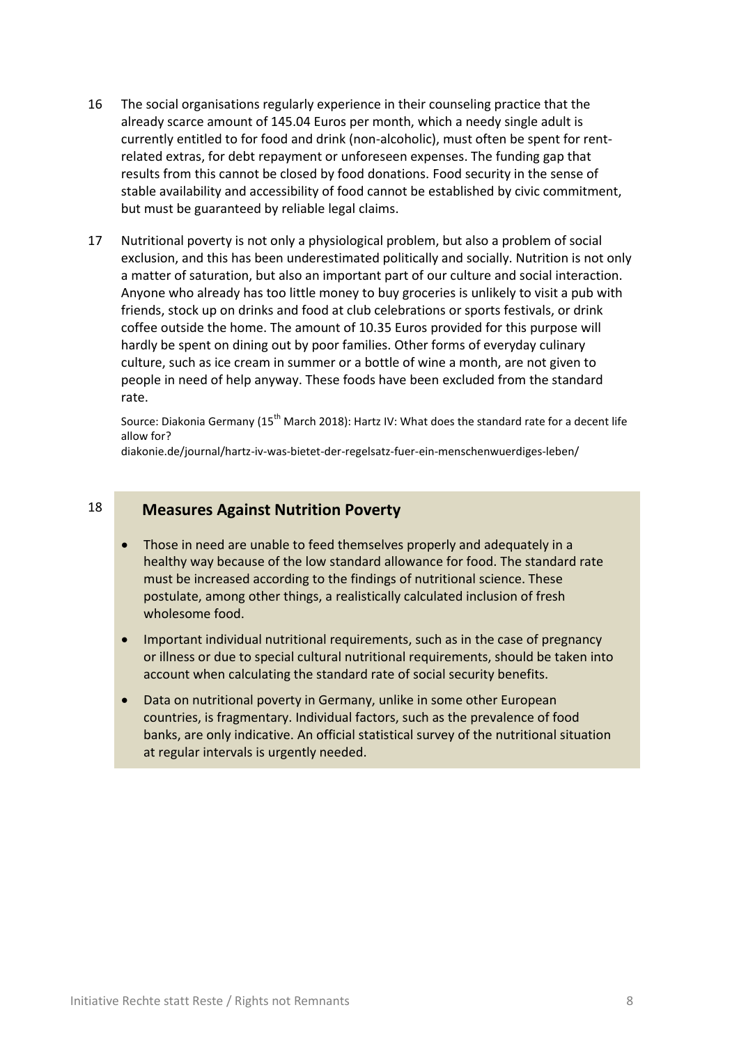16 The social organisations regularly experience in their counseling practice that the already scarce amount of 145.04 Euros per month, which a needy single adult is currently entitled to for food and drink (non-alcoholic), must often be spent for rent-related extras, for debt repayment or unforeseen expenses. The funding gap that results from this cannot be closed by food donations. Food security in the sense of stable availability and accessibility of food cannot be established by civic commitment, but must be guaranteed by reliable legal claims.

17 Nutritional poverty is not only a physiological problem, but also a problem of social exclusion, and this has been underestimated politically and socially. Nutrition is not only a matter of saturation, but also an important part of our culture and social interaction. Anyone who already has too little money to buy groceries is unlikely to visit a pub with friends, stock up on drinks and food at club celebrations or sports festivals, or drink coffee outside the home. The amount of 10.35 Euros provided for this purpose will hardly be spent on dining out by poor families. Other forms of everyday culinary culture, such as ice cream in summer or a bottle of wine a month, are not given to people in need of help anyway. These foods have been excluded from the standard rate.

Source: Diakonia Germany (15th March 2018): Hartz IV: What does the standard rate for a decent life allow for?
diakonie.de/journal/hartz-iv-was-bietet-der-regelsatz-fuer-ein-menschenwuerdiges-leben/

18

## Measures Against Nutrition Poverty

- Those in need are unable to feed themselves properly and adequately in a healthy way because of the low standard allowance for food. The standard rate must be increased according to the findings of nutritional science. These postulate, among other things, a realistically calculated inclusion of fresh wholesome food.
- Important individual nutritional requirements, such as in the case of pregnancy or illness or due to special cultural nutritional requirements, should be taken into account when calculating the standard rate of social security benefits.
- Data on nutritional poverty in Germany, unlike in some other European countries, is fragmentary. Individual factors, such as the prevalence of food banks, are only indicative. An official statistical survey of the nutritional situation at regular intervals is urgently needed.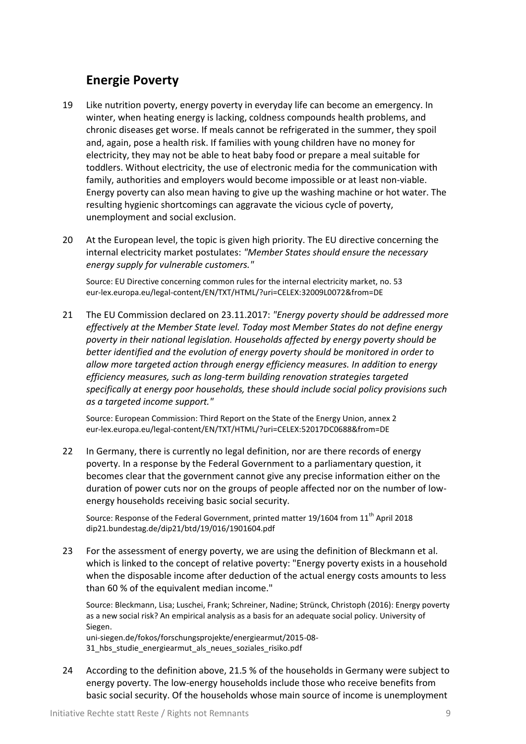## Energie Poverty

19 Like nutrition poverty, energy poverty in everyday life can become an emergency. In winter, when heating energy is lacking, coldness compounds health problems, and chronic diseases get worse. If meals cannot be refrigerated in the summer, they spoil and, again, pose a health risk. If families with young children have no money for electricity, they may not be able to heat baby food or prepare a meal suitable for toddlers. Without electricity, the use of electronic media for the communication with family, authorities and employers would become impossible or at least non-viable. Energy poverty can also mean having to give up the washing machine or hot water. The resulting hygienic shortcomings can aggravate the vicious cycle of poverty, unemployment and social exclusion.

20 At the European level, the topic is given high priority. The EU directive concerning the internal electricity market postulates: *"Member States should ensure the necessary energy supply for vulnerable customers."*

Source: EU Directive concerning common rules for the internal electricity market, no. 53
eur-lex.europa.eu/legal-content/EN/TXT/HTML/?uri=CELEX:32009L0072&from=DE

21 The EU Commission declared on 23.11.2017: *"Energy poverty should be addressed more effectively at the Member State level. Today most Member States do not define energy poverty in their national legislation. Households affected by energy poverty should be better identified and the evolution of energy poverty should be monitored in order to allow more targeted action through energy efficiency measures. In addition to energy efficiency measures, such as long-term building renovation strategies targeted specifically at energy poor households, these should include social policy provisions such as a targeted income support."*

Source: European Commission: Third Report on the State of the Energy Union, annex 2
eur-lex.europa.eu/legal-content/EN/TXT/HTML/?uri=CELEX:52017DC0688&from=DE

22 In Germany, there is currently no legal definition, nor are there records of energy poverty. In a response by the Federal Government to a parliamentary question, it becomes clear that the government cannot give any precise information either on the duration of power cuts nor on the groups of people affected nor on the number of low-energy households receiving basic social security.

Source: Response of the Federal Government, printed matter 19/1604 from 11th April 2018
dip21.bundestag.de/dip21/btd/19/016/1901604.pdf

23 For the assessment of energy poverty, we are using the definition of Bleckmann et al. which is linked to the concept of relative poverty: "Energy poverty exists in a household when the disposable income after deduction of the actual energy costs amounts to less than 60 % of the equivalent median income."

Source: Bleckmann, Lisa; Luschei, Frank; Schreiner, Nadine; Strünck, Christoph (2016): Energy poverty as a new social risk? An empirical analysis as a basis for an adequate social policy. University of Siegen.
uni-siegen.de/fokos/forschungsprojekte/energiearmut/2015-08-31_hbs_studie_energiearmut_als_neues_soziales_risiko.pdf

24 According to the definition above, 21.5 % of the households in Germany were subject to energy poverty. The low-energy households include those who receive benefits from basic social security. Of the households whose main source of income is unemployment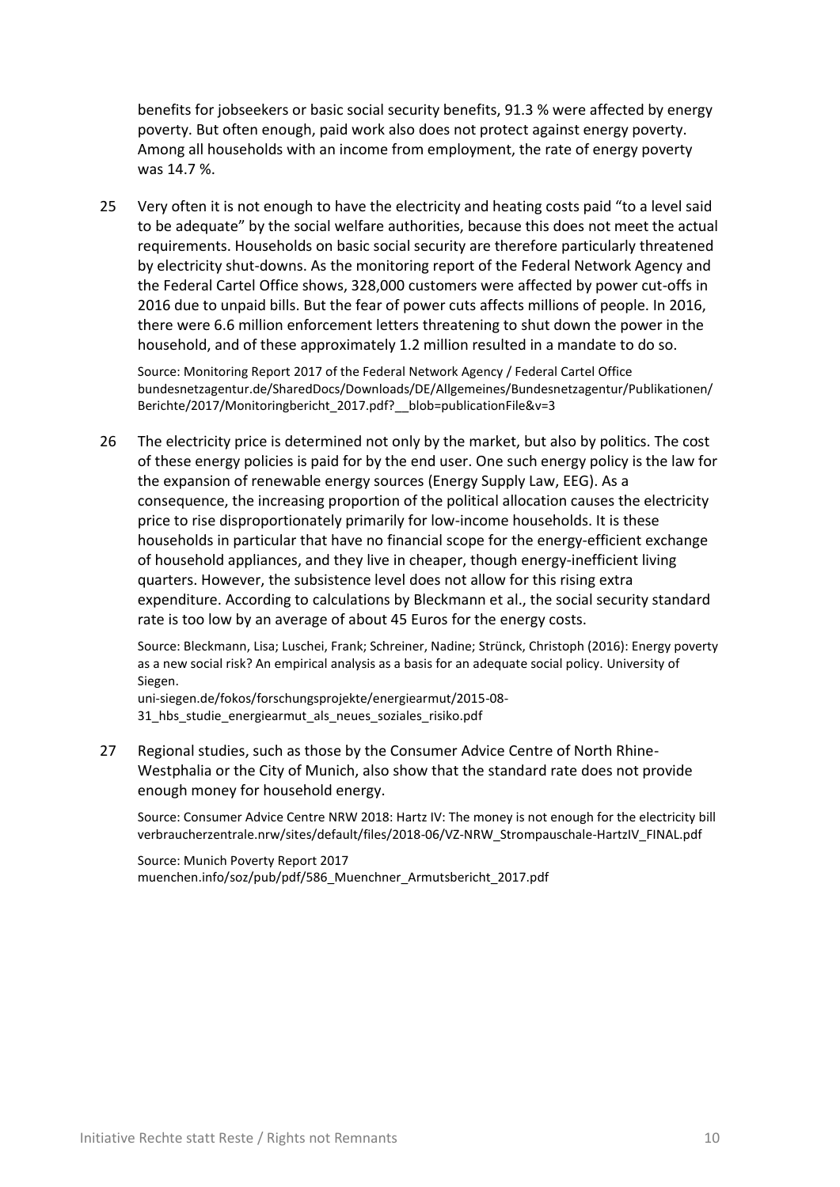benefits for jobseekers or basic social security benefits, 91.3 % were affected by energy poverty. But often enough, paid work also does not protect against energy poverty. Among all households with an income from employment, the rate of energy poverty was 14.7 %.

25 Very often it is not enough to have the electricity and heating costs paid "to a level said to be adequate" by the social welfare authorities, because this does not meet the actual requirements. Households on basic social security are therefore particularly threatened by electricity shut-downs. As the monitoring report of the Federal Network Agency and the Federal Cartel Office shows, 328,000 customers were affected by power cut-offs in 2016 due to unpaid bills. But the fear of power cuts affects millions of people. In 2016, there were 6.6 million enforcement letters threatening to shut down the power in the household, and of these approximately 1.2 million resulted in a mandate to do so.

Source: Monitoring Report 2017 of the Federal Network Agency / Federal Cartel Office bundesnetzagentur.de/SharedDocs/Downloads/DE/Allgemeines/Bundesnetzagentur/Publikationen/Berichte/2017/Monitoringbericht_2017.pdf?__blob=publicationFile&v=3

26 The electricity price is determined not only by the market, but also by politics. The cost of these energy policies is paid for by the end user. One such energy policy is the law for the expansion of renewable energy sources (Energy Supply Law, EEG). As a consequence, the increasing proportion of the political allocation causes the electricity price to rise disproportionately primarily for low-income households. It is these households in particular that have no financial scope for the energy-efficient exchange of household appliances, and they live in cheaper, though energy-inefficient living quarters. However, the subsistence level does not allow for this rising extra expenditure. According to calculations by Bleckmann et al., the social security standard rate is too low by an average of about 45 Euros for the energy costs.

Source: Bleckmann, Lisa; Luschei, Frank; Schreiner, Nadine; Strünck, Christoph (2016): Energy poverty as a new social risk? An empirical analysis as a basis for an adequate social policy. University of Siegen.
uni-siegen.de/fokos/forschungsprojekte/energiearmut/2015-08-31_hbs_studie_energiearmut_als_neues_soziales_risiko.pdf

27 Regional studies, such as those by the Consumer Advice Centre of North Rhine-Westphalia or the City of Munich, also show that the standard rate does not provide enough money for household energy.

Source: Consumer Advice Centre NRW 2018: Hartz IV: The money is not enough for the electricity bill verbraucherzentrale.nrw/sites/default/files/2018-06/VZ-NRW_Strompauschale-HartzIV_FINAL.pdf

Source: Munich Poverty Report 2017
muenchen.info/soz/pub/pdf/586_Muenchner_Armutsbericht_2017.pdf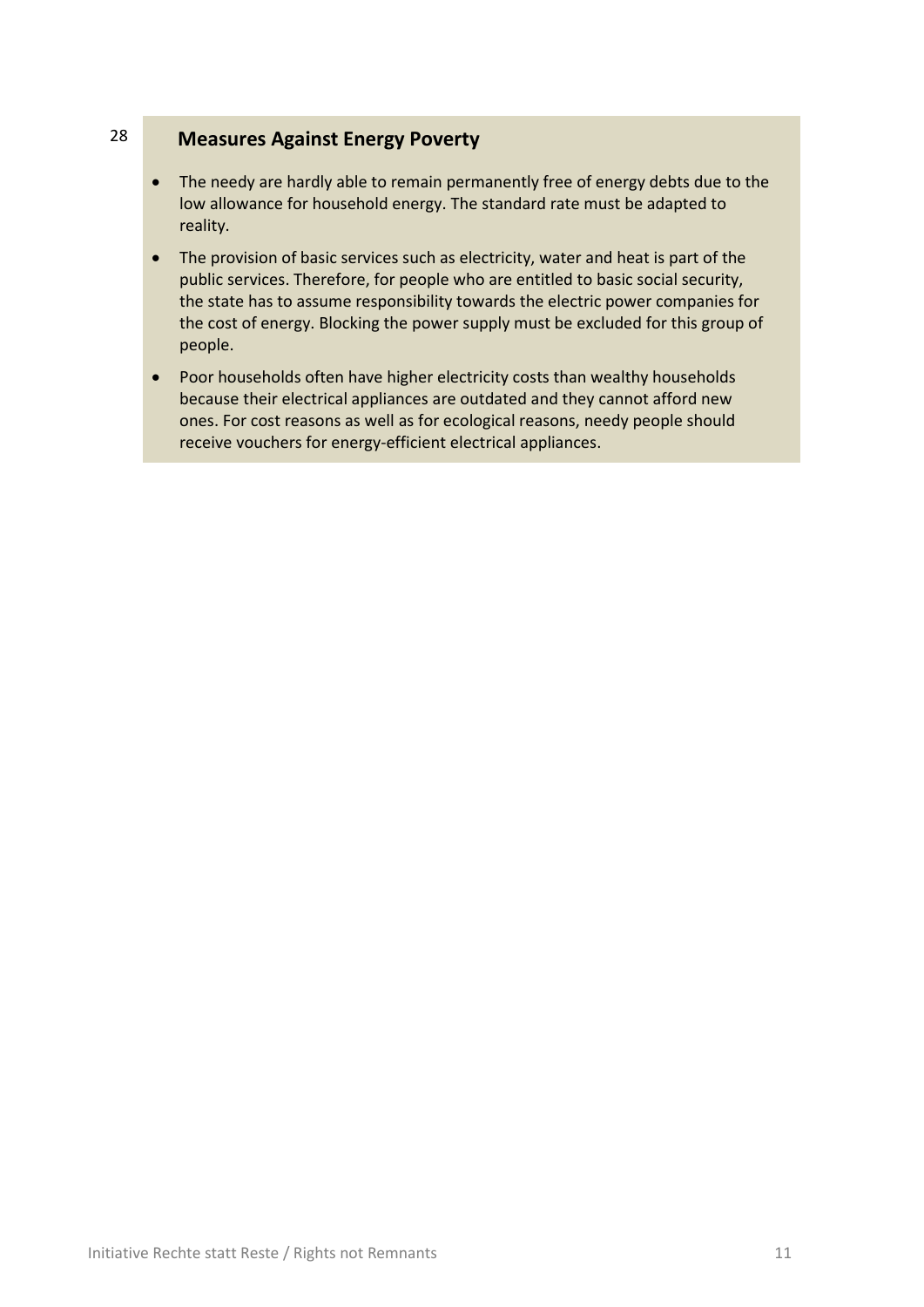28

## Measures Against Energy Poverty

- The needy are hardly able to remain permanently free of energy debts due to the low allowance for household energy. The standard rate must be adapted to reality.
- The provision of basic services such as electricity, water and heat is part of the public services. Therefore, for people who are entitled to basic social security, the state has to assume responsibility towards the electric power companies for the cost of energy. Blocking the power supply must be excluded for this group of people.
- Poor households often have higher electricity costs than wealthy households because their electrical appliances are outdated and they cannot afford new ones. For cost reasons as well as for ecological reasons, needy people should receive vouchers for energy-efficient electrical appliances.